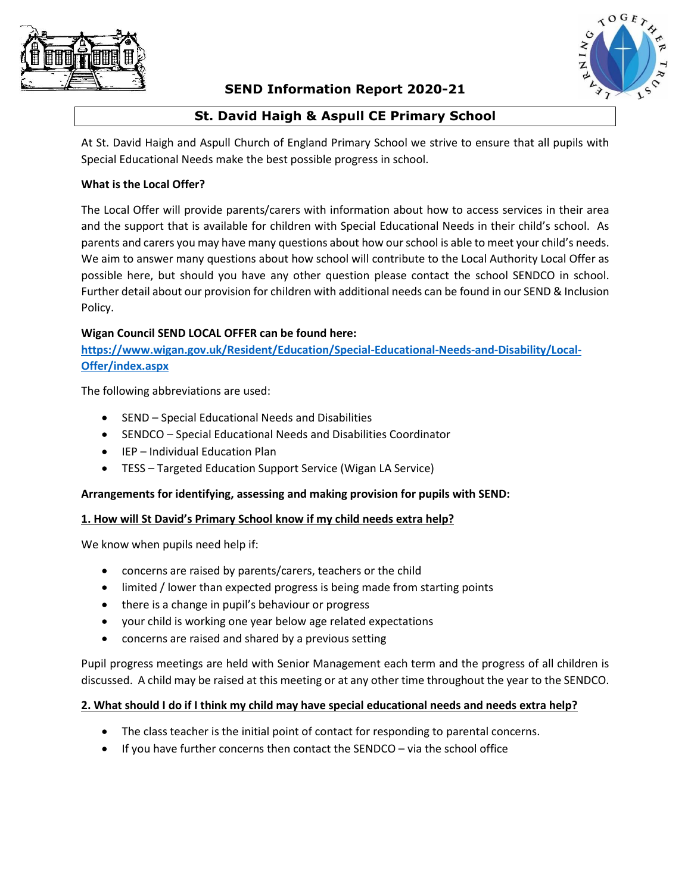# SEND Information Report 2020-21

## St. David Haigh & Aspull CE Primary School

At St. David Haigh and Aspull Church of England Primary School we strive to ensure that all pupils with Special Educational Needs make the best possible progress in school.

**What is the Local Offer?**

The Local Offer will provide parents/carers with information about how to access services in their area and the support that is available for children with Special Educational Needs in their child's school. As parents and carers you may have many questions about how our school is able to meet your child's needs. We aim to answer many questions about how school will contribute to the Local Authority Local Offer as possible here, but should you have any other question please contact the school SENDCO in school. Further detail about our provision for children with additional needs can be found in our SEND & Inclusion Policy.

**Wigan Council SEND LOCAL OFFER can be found here:**
**https://www.wigan.gov.uk/Resident/Education/Special-Educational-Needs-and-Disability/Local-Offer/index.aspx**

The following abbreviations are used:

- SEND – Special Educational Needs and Disabilities
- SENDCO – Special Educational Needs and Disabilities Coordinator
- IEP – Individual Education Plan
- TESS – Targeted Education Support Service (Wigan LA Service)

**Arrangements for identifying, assessing and making provision for pupils with SEND:**

**1. How will St David's Primary School know if my child needs extra help?**

We know when pupils need help if:

- concerns are raised by parents/carers, teachers or the child
- limited / lower than expected progress is being made from starting points
- there is a change in pupil's behaviour or progress
- your child is working one year below age related expectations
- concerns are raised and shared by a previous setting

Pupil progress meetings are held with Senior Management each term and the progress of all children is discussed. A child may be raised at this meeting or at any other time throughout the year to the SENDCO.

**2. What should I do if I think my child may have special educational needs and needs extra help?**

- The class teacher is the initial point of contact for responding to parental concerns.
- If you have further concerns then contact the SENDCO – via the school office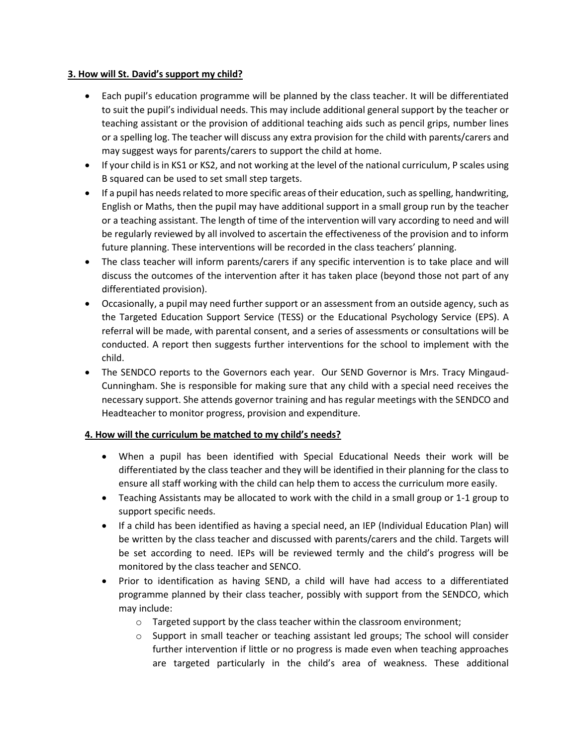**3. How will St. David's support my child?**

- Each pupil's education programme will be planned by the class teacher. It will be differentiated to suit the pupil's individual needs. This may include additional general support by the teacher or teaching assistant or the provision of additional teaching aids such as pencil grips, number lines or a spelling log. The teacher will discuss any extra provision for the child with parents/carers and may suggest ways for parents/carers to support the child at home.
- If your child is in KS1 or KS2, and not working at the level of the national curriculum, P scales using B squared can be used to set small step targets.
- If a pupil has needs related to more specific areas of their education, such as spelling, handwriting, English or Maths, then the pupil may have additional support in a small group run by the teacher or a teaching assistant. The length of time of the intervention will vary according to need and will be regularly reviewed by all involved to ascertain the effectiveness of the provision and to inform future planning. These interventions will be recorded in the class teachers' planning.
- The class teacher will inform parents/carers if any specific intervention is to take place and will discuss the outcomes of the intervention after it has taken place (beyond those not part of any differentiated provision).
- Occasionally, a pupil may need further support or an assessment from an outside agency, such as the Targeted Education Support Service (TESS) or the Educational Psychology Service (EPS). A referral will be made, with parental consent, and a series of assessments or consultations will be conducted. A report then suggests further interventions for the school to implement with the child.
- The SENDCO reports to the Governors each year. Our SEND Governor is Mrs. Tracy Mingaud-Cunningham. She is responsible for making sure that any child with a special need receives the necessary support. She attends governor training and has regular meetings with the SENDCO and Headteacher to monitor progress, provision and expenditure.

**4. How will the curriculum be matched to my child's needs?**

- When a pupil has been identified with Special Educational Needs their work will be differentiated by the class teacher and they will be identified in their planning for the class to ensure all staff working with the child can help them to access the curriculum more easily.
- Teaching Assistants may be allocated to work with the child in a small group or 1-1 group to support specific needs.
- If a child has been identified as having a special need, an IEP (Individual Education Plan) will be written by the class teacher and discussed with parents/carers and the child. Targets will be set according to need. IEPs will be reviewed termly and the child's progress will be monitored by the class teacher and SENCO.
- Prior to identification as having SEND, a child will have had access to a differentiated programme planned by their class teacher, possibly with support from the SENDCO, which may include:
  - Targeted support by the class teacher within the classroom environment;
  - Support in small teacher or teaching assistant led groups; The school will consider further intervention if little or no progress is made even when teaching approaches are targeted particularly in the child's area of weakness. These additional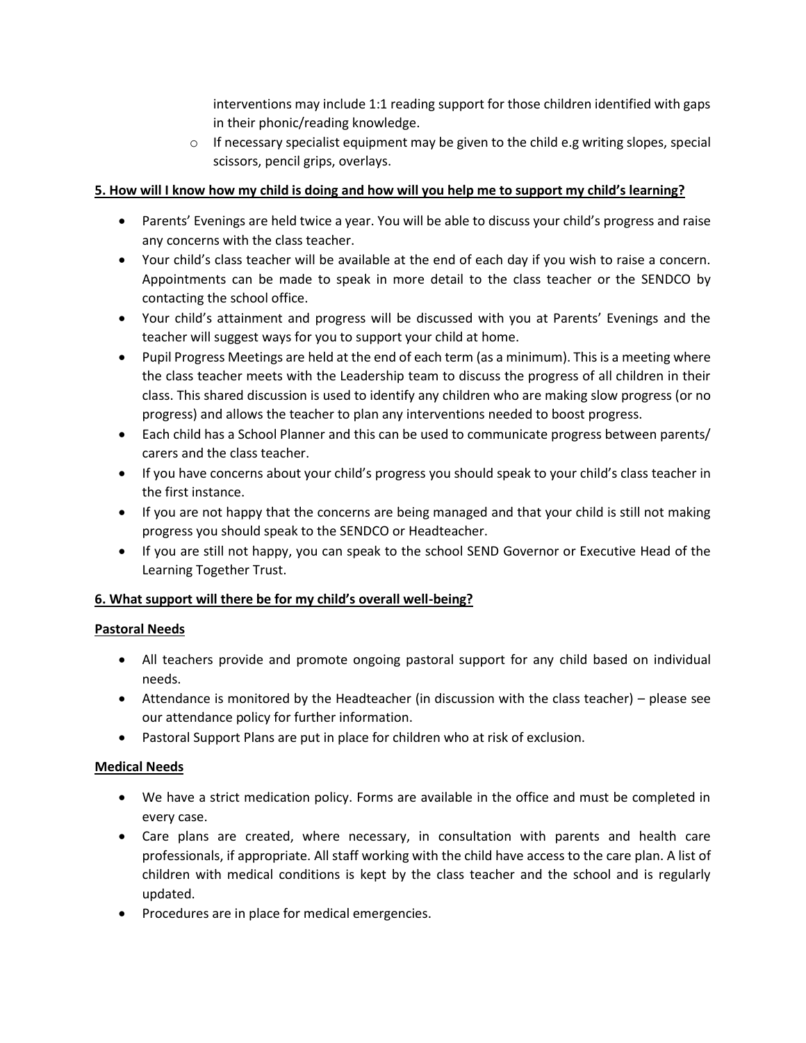interventions may include 1:1 reading support for those children identified with gaps in their phonic/reading knowledge.

  - If necessary specialist equipment may be given to the child e.g writing slopes, special scissors, pencil grips, overlays.

**5. How will I know how my child is doing and how will you help me to support my child's learning?**

- Parents' Evenings are held twice a year. You will be able to discuss your child's progress and raise any concerns with the class teacher.
- Your child's class teacher will be available at the end of each day if you wish to raise a concern. Appointments can be made to speak in more detail to the class teacher or the SENDCO by contacting the school office.
- Your child's attainment and progress will be discussed with you at Parents' Evenings and the teacher will suggest ways for you to support your child at home.
- Pupil Progress Meetings are held at the end of each term (as a minimum). This is a meeting where the class teacher meets with the Leadership team to discuss the progress of all children in their class. This shared discussion is used to identify any children who are making slow progress (or no progress) and allows the teacher to plan any interventions needed to boost progress.
- Each child has a School Planner and this can be used to communicate progress between parents/ carers and the class teacher.
- If you have concerns about your child's progress you should speak to your child's class teacher in the first instance.
- If you are not happy that the concerns are being managed and that your child is still not making progress you should speak to the SENDCO or Headteacher.
- If you are still not happy, you can speak to the school SEND Governor or Executive Head of the Learning Together Trust.

**6. What support will there be for my child's overall well-being?**

**Pastoral Needs**

- All teachers provide and promote ongoing pastoral support for any child based on individual needs.
- Attendance is monitored by the Headteacher (in discussion with the class teacher) – please see our attendance policy for further information.
- Pastoral Support Plans are put in place for children who at risk of exclusion.

**Medical Needs**

- We have a strict medication policy. Forms are available in the office and must be completed in every case.
- Care plans are created, where necessary, in consultation with parents and health care professionals, if appropriate. All staff working with the child have access to the care plan. A list of children with medical conditions is kept by the class teacher and the school and is regularly updated.
- Procedures are in place for medical emergencies.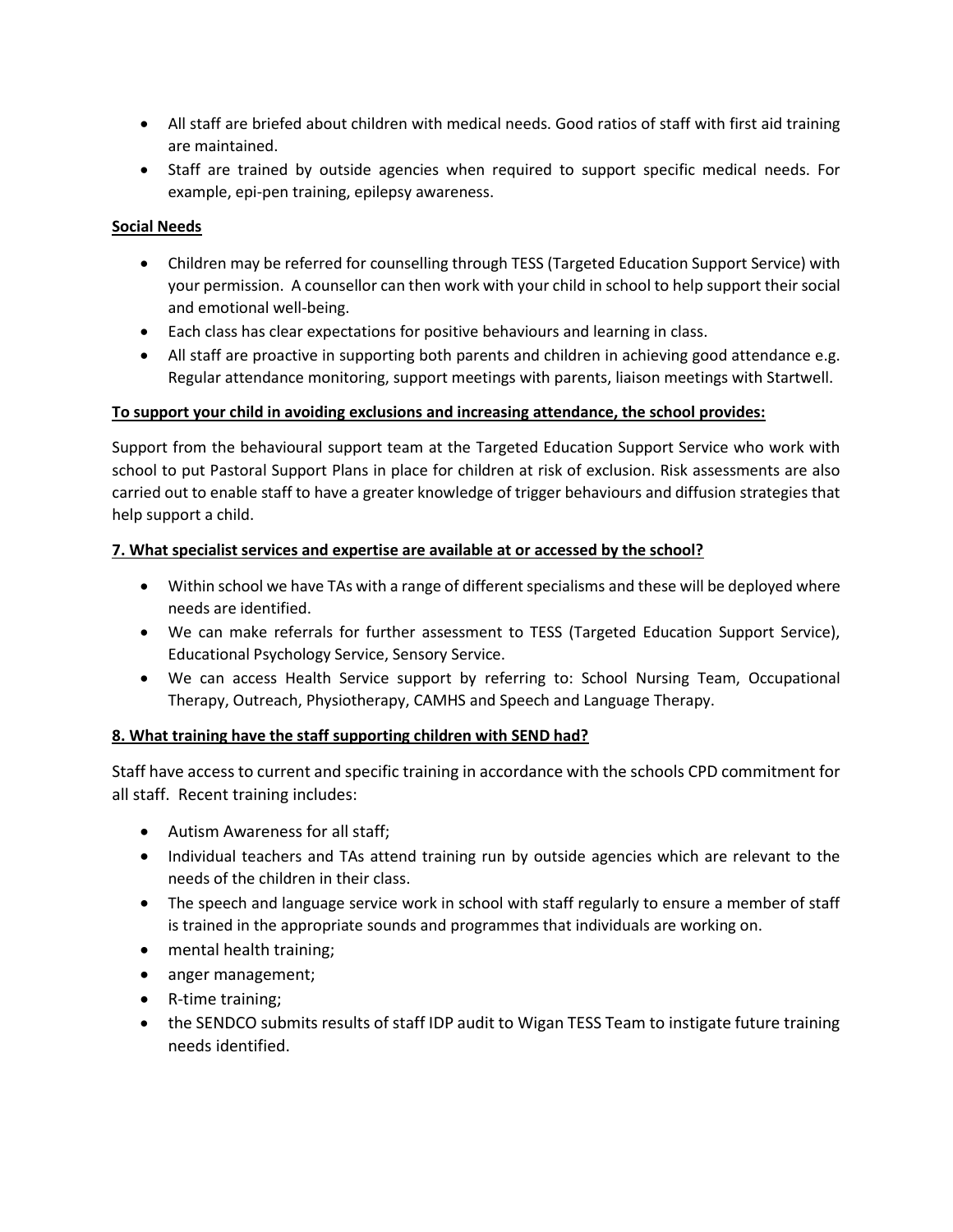- All staff are briefed about children with medical needs. Good ratios of staff with first aid training are maintained.
- Staff are trained by outside agencies when required to support specific medical needs. For example, epi-pen training, epilepsy awareness.

**Social Needs**

- Children may be referred for counselling through TESS (Targeted Education Support Service) with your permission. A counsellor can then work with your child in school to help support their social and emotional well-being.
- Each class has clear expectations for positive behaviours and learning in class.
- All staff are proactive in supporting both parents and children in achieving good attendance e.g. Regular attendance monitoring, support meetings with parents, liaison meetings with Startwell.

**To support your child in avoiding exclusions and increasing attendance, the school provides:**

Support from the behavioural support team at the Targeted Education Support Service who work with school to put Pastoral Support Plans in place for children at risk of exclusion. Risk assessments are also carried out to enable staff to have a greater knowledge of trigger behaviours and diffusion strategies that help support a child.

**7. What specialist services and expertise are available at or accessed by the school?**

- Within school we have TAs with a range of different specialisms and these will be deployed where needs are identified.
- We can make referrals for further assessment to TESS (Targeted Education Support Service), Educational Psychology Service, Sensory Service.
- We can access Health Service support by referring to: School Nursing Team, Occupational Therapy, Outreach, Physiotherapy, CAMHS and Speech and Language Therapy.

**8. What training have the staff supporting children with SEND had?**

Staff have access to current and specific training in accordance with the schools CPD commitment for all staff. Recent training includes:

- Autism Awareness for all staff;
- Individual teachers and TAs attend training run by outside agencies which are relevant to the needs of the children in their class.
- The speech and language service work in school with staff regularly to ensure a member of staff is trained in the appropriate sounds and programmes that individuals are working on.
- mental health training;
- anger management;
- R-time training;
- the SENDCO submits results of staff IDP audit to Wigan TESS Team to instigate future training needs identified.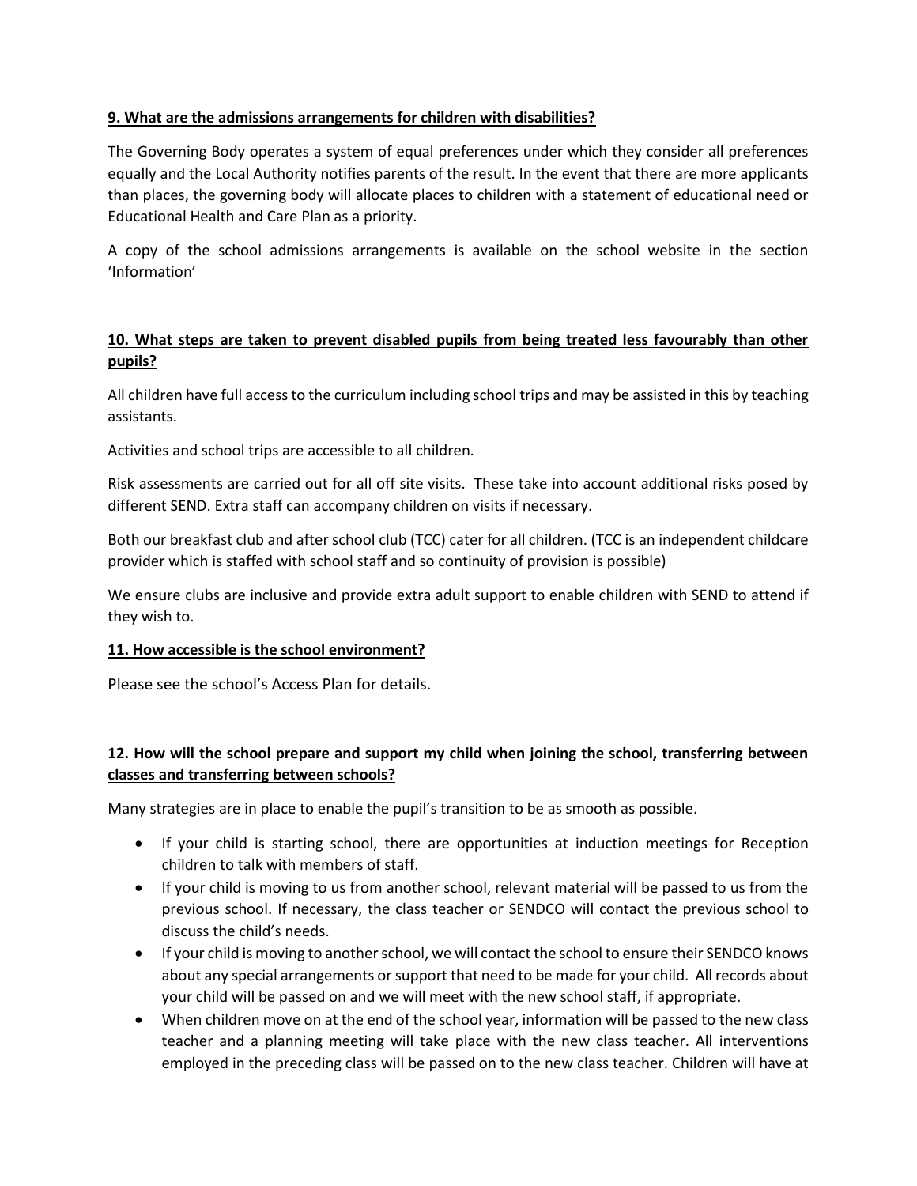**9. What are the admissions arrangements for children with disabilities?**

The Governing Body operates a system of equal preferences under which they consider all preferences equally and the Local Authority notifies parents of the result. In the event that there are more applicants than places, the governing body will allocate places to children with a statement of educational need or Educational Health and Care Plan as a priority.

A copy of the school admissions arrangements is available on the school website in the section 'Information'

**10. What steps are taken to prevent disabled pupils from being treated less favourably than other pupils?**

All children have full access to the curriculum including school trips and may be assisted in this by teaching assistants.

Activities and school trips are accessible to all children.

Risk assessments are carried out for all off site visits. These take into account additional risks posed by different SEND. Extra staff can accompany children on visits if necessary.

Both our breakfast club and after school club (TCC) cater for all children. (TCC is an independent childcare provider which is staffed with school staff and so continuity of provision is possible)

We ensure clubs are inclusive and provide extra adult support to enable children with SEND to attend if they wish to.

**11. How accessible is the school environment?**

Please see the school's Access Plan for details.

**12. How will the school prepare and support my child when joining the school, transferring between classes and transferring between schools?**

Many strategies are in place to enable the pupil's transition to be as smooth as possible.

- If your child is starting school, there are opportunities at induction meetings for Reception children to talk with members of staff.
- If your child is moving to us from another school, relevant material will be passed to us from the previous school. If necessary, the class teacher or SENDCO will contact the previous school to discuss the child's needs.
- If your child is moving to another school, we will contact the school to ensure their SENDCO knows about any special arrangements or support that need to be made for your child. All records about your child will be passed on and we will meet with the new school staff, if appropriate.
- When children move on at the end of the school year, information will be passed to the new class teacher and a planning meeting will take place with the new class teacher. All interventions employed in the preceding class will be passed on to the new class teacher. Children will have at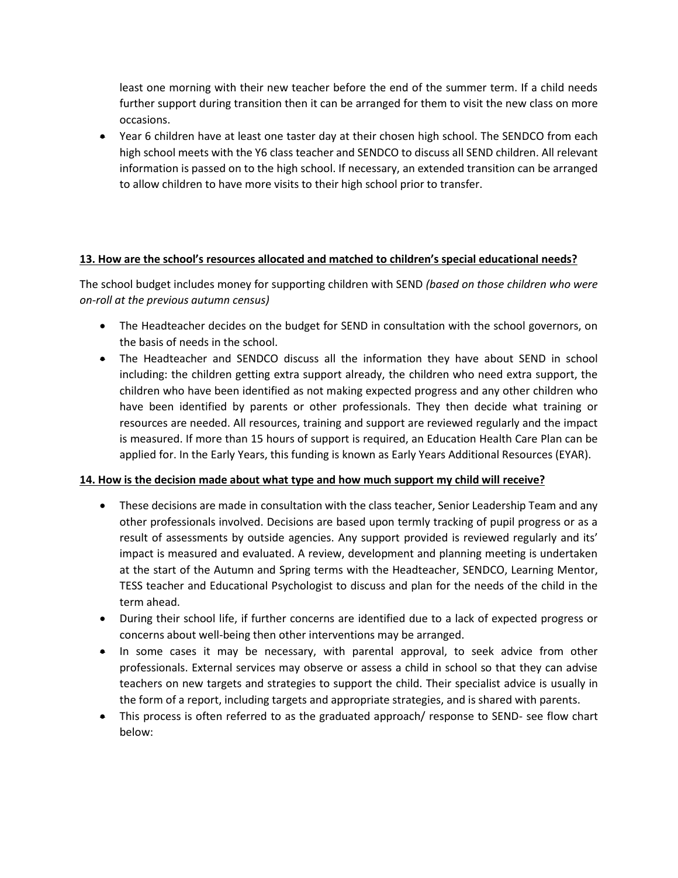least one morning with their new teacher before the end of the summer term. If a child needs further support during transition then it can be arranged for them to visit the new class on more occasions.

- Year 6 children have at least one taster day at their chosen high school. The SENDCO from each high school meets with the Y6 class teacher and SENDCO to discuss all SEND children. All relevant information is passed on to the high school. If necessary, an extended transition can be arranged to allow children to have more visits to their high school prior to transfer.

**13. How are the school's resources allocated and matched to children's special educational needs?**

The school budget includes money for supporting children with SEND *(based on those children who were on-roll at the previous autumn census)*

- The Headteacher decides on the budget for SEND in consultation with the school governors, on the basis of needs in the school.
- The Headteacher and SENDCO discuss all the information they have about SEND in school including: the children getting extra support already, the children who need extra support, the children who have been identified as not making expected progress and any other children who have been identified by parents or other professionals. They then decide what training or resources are needed. All resources, training and support are reviewed regularly and the impact is measured. If more than 15 hours of support is required, an Education Health Care Plan can be applied for. In the Early Years, this funding is known as Early Years Additional Resources (EYAR).

**14. How is the decision made about what type and how much support my child will receive?**

- These decisions are made in consultation with the class teacher, Senior Leadership Team and any other professionals involved. Decisions are based upon termly tracking of pupil progress or as a result of assessments by outside agencies. Any support provided is reviewed regularly and its' impact is measured and evaluated. A review, development and planning meeting is undertaken at the start of the Autumn and Spring terms with the Headteacher, SENDCO, Learning Mentor, TESS teacher and Educational Psychologist to discuss and plan for the needs of the child in the term ahead.
- During their school life, if further concerns are identified due to a lack of expected progress or concerns about well-being then other interventions may be arranged.
- In some cases it may be necessary, with parental approval, to seek advice from other professionals. External services may observe or assess a child in school so that they can advise teachers on new targets and strategies to support the child. Their specialist advice is usually in the form of a report, including targets and appropriate strategies, and is shared with parents.
- This process is often referred to as the graduated approach/ response to SEND- see flow chart below: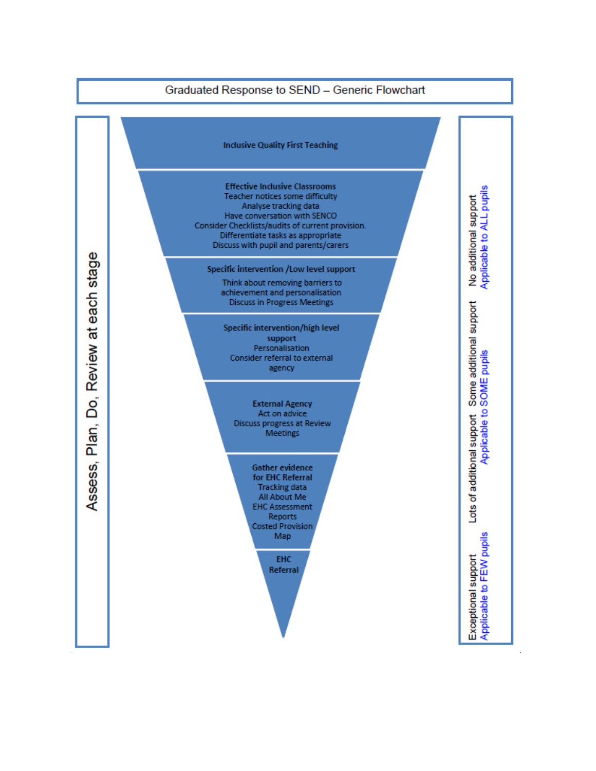# Graduated Response to SEND – Generic Flowchart

**Assess, Plan, Do, Review at each stage**

**Inclusive Quality First Teaching**

**Effective Inclusive Classrooms**
Teacher notices some difficulty
Analyse tracking data
Have conversation with SENCO
Consider Checklists/audits of current provision.
Differentiate tasks as appropriate
Discuss with pupil and parents/carers

**Specific intervention /Low level support**
Think about removing barriers to achievement and personalisation
Discuss in Progress Meetings

**Specific intervention/high level support**
Personalisation
Consider referral to external agency

**External Agency**
Act on advice
Discuss progress at Review Meetings

**Gather evidence for EHC Referral**
Tracking data
All About Me
EHC Assessment Reports
Costed Provision Map

**EHC Referral**

No additional support
Applicable to ALL pupils

Some additional support
Applicable to SOME pupils

Lots of additional support

Exceptional support
Applicable to FEW pupils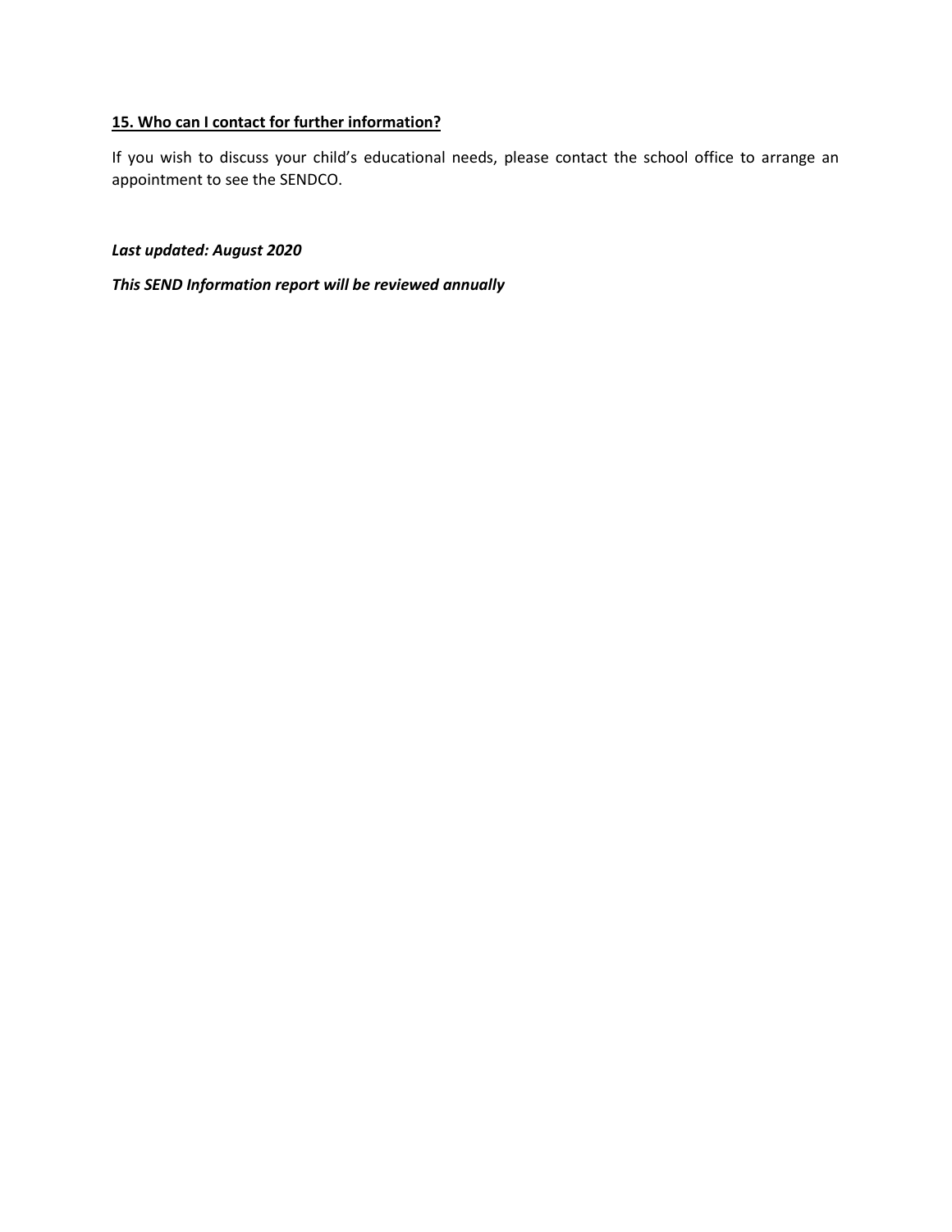## **15. Who can I contact for further information?**

If you wish to discuss your child's educational needs, please contact the school office to arrange an appointment to see the SENDCO.

***Last updated: August 2020***

***This SEND Information report will be reviewed annually***